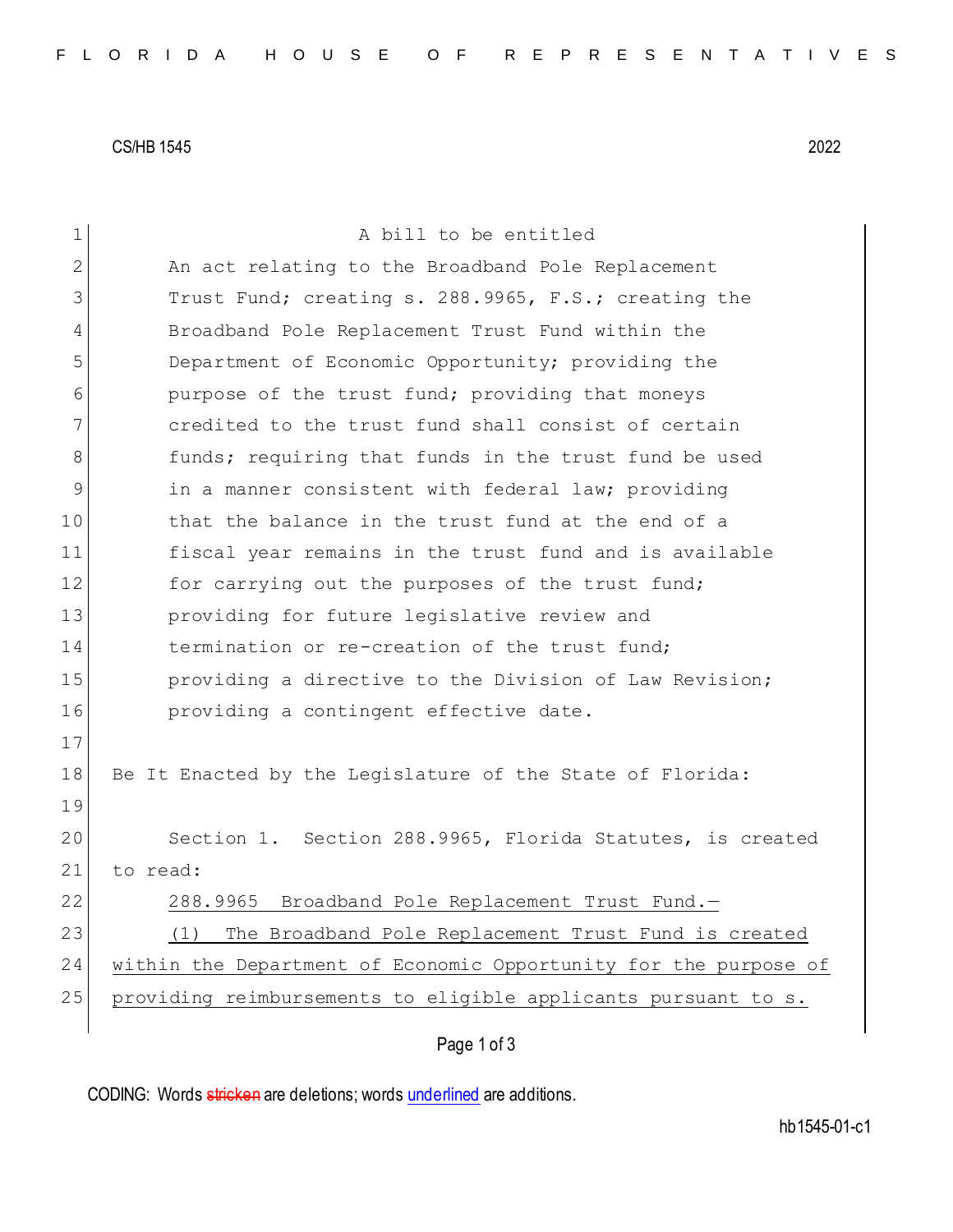CS/HB 1545 2022

A bill to be entitled

An act relating to the Broadband Pole Replacement Trust Fund; creating s. 288.9965, F.S.; creating the Broadband Pole Replacement Trust Fund within the Department of Economic Opportunity; providing the purpose of the trust fund; providing that moneys credited to the trust fund shall consist of certain funds; requiring that funds in the trust fund be used in a manner consistent with federal law; providing that the balance in the trust fund at the end of a fiscal year remains in the trust fund and is available for carrying out the purposes of the trust fund; providing for future legislative review and termination or re-creation of the trust fund; providing a directive to the Division of Law Revision; providing a contingent effective date.

Be It Enacted by the Legislature of the State of Florida:

Section 1. Section 288.9965, Florida Statutes, is created to read:

288.9965 Broadband Pole Replacement Trust Fund.—

(1) The Broadband Pole Replacement Trust Fund is created within the Department of Economic Opportunity for the purpose of providing reimbursements to eligible applicants pursuant to s.

CODING: Words stricken are deletions; words underlined are additions.

hb1545-01-c1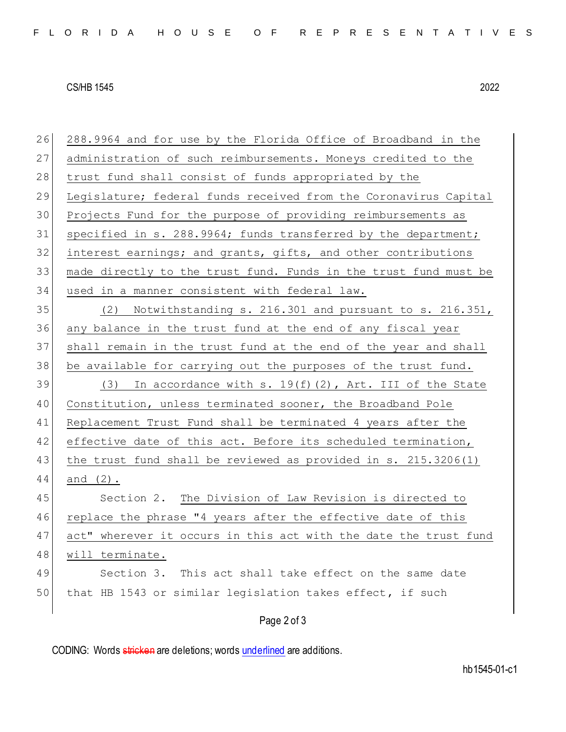288.9964 and for use by the Florida Office of Broadband in the administration of such reimbursements. Moneys credited to the trust fund shall consist of funds appropriated by the Legislature; federal funds received from the Coronavirus Capital Projects Fund for the purpose of providing reimbursements as specified in s. 288.9964; funds transferred by the department; interest earnings; and grants, gifts, and other contributions made directly to the trust fund. Funds in the trust fund must be used in a manner consistent with federal law.

(2) Notwithstanding s. 216.301 and pursuant to s. 216.351, any balance in the trust fund at the end of any fiscal year shall remain in the trust fund at the end of the year and shall be available for carrying out the purposes of the trust fund.

(3) In accordance with s. 19(f)(2), Art. III of the State Constitution, unless terminated sooner, the Broadband Pole Replacement Trust Fund shall be terminated 4 years after the effective date of this act. Before its scheduled termination, the trust fund shall be reviewed as provided in s. 215.3206(1) and (2).

Section 2. The Division of Law Revision is directed to replace the phrase "4 years after the effective date of this act" wherever it occurs in this act with the date the trust fund will terminate.

Section 3. This act shall take effect on the same date that HB 1543 or similar legislation takes effect, if such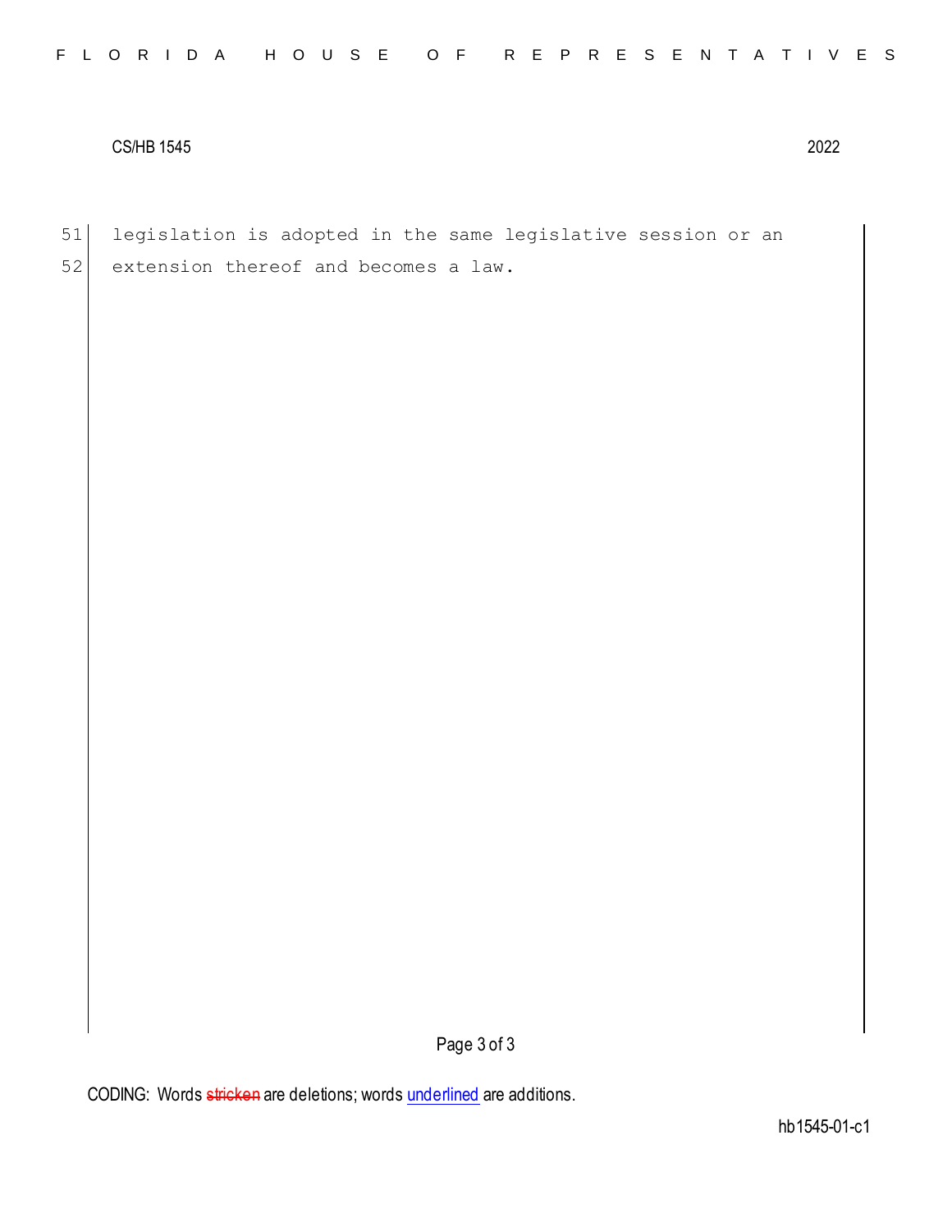51 legislation is adopted in the same legislative session or an
52 extension thereof and becomes a law.